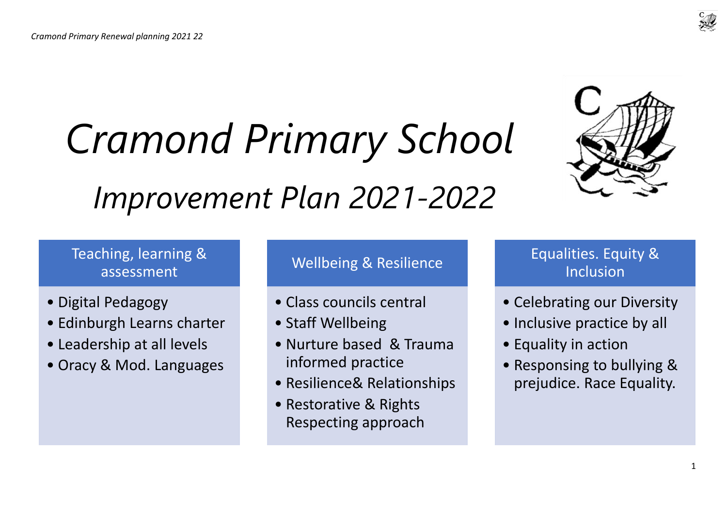# *Cramond Primary School*

## *Improvement Plan 2021-2022*

### Teaching, learning & assessment

- Digital Pedagogy
- Edinburgh Learns charter
- Leadership at all levels
- Oracy & Mod. Languages

### Wellbeing & Resilience

- Class councils central
- Staff Wellbeing
- Nurture based & Trauma informed practice
- Resilience& Relationships
- Restorative & Rights Respecting approach

### Equalities. Equity & Inclusion

- Celebrating our Diversity
- Inclusive practice by all
- Equality in action
- Responsing to bullying & prejudice. Race Equality.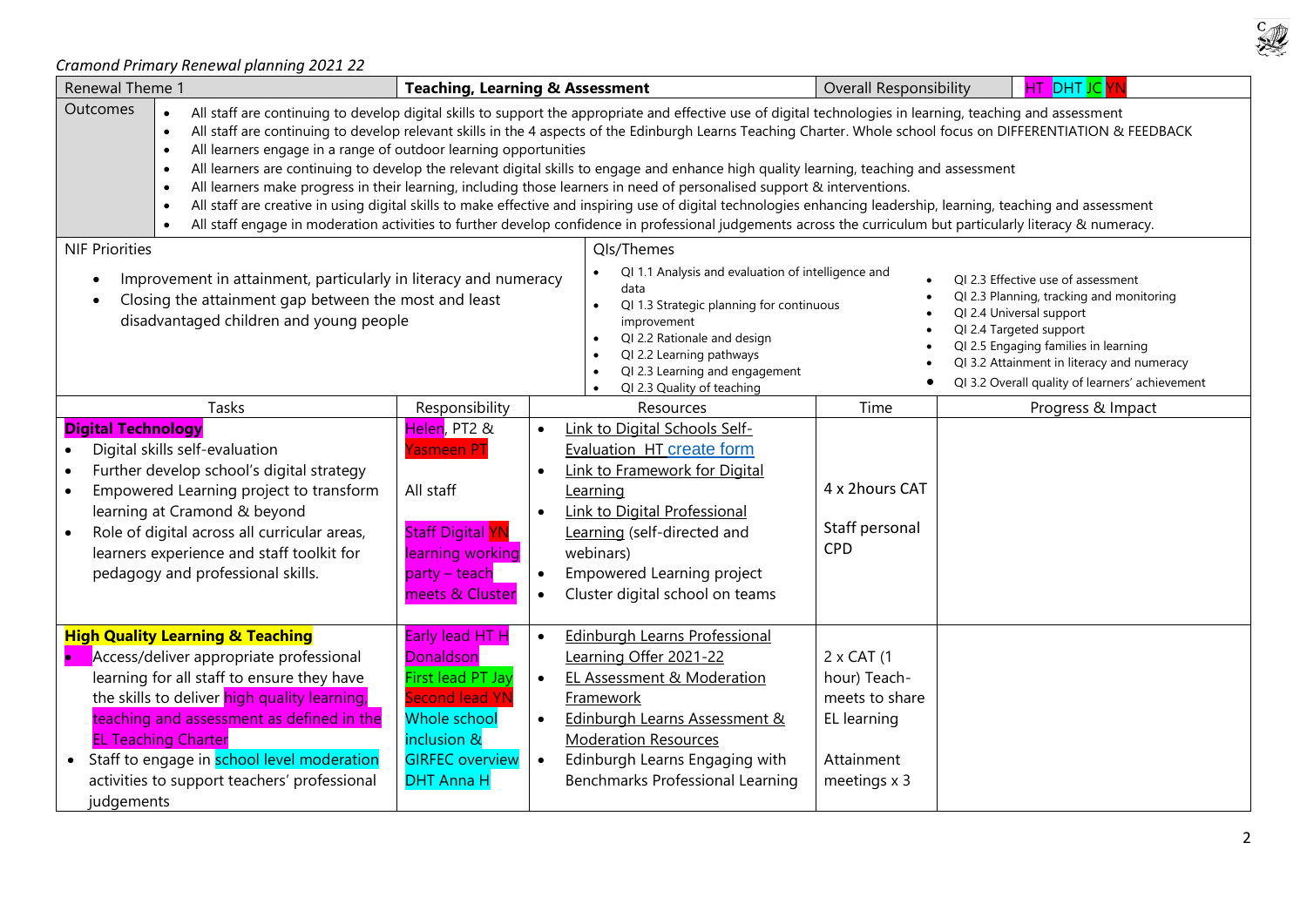*Cramond Primary Renewal planning 2021 22*

| Renewal Theme 1 | Teaching, Learning & Assessment | Overall Responsibility | HT DHT JC YN |
|---|---|---|---|

**Outcomes**

- All staff are continuing to develop digital skills to support the appropriate and effective use of digital technologies in learning, teaching and assessment
- All staff are continuing to develop relevant skills in the 4 aspects of the Edinburgh Learns Teaching Charter. Whole school focus on DIFFERENTIATION & FEEDBACK
- All learners engage in a range of outdoor learning opportunities
- All learners are continuing to develop the relevant digital skills to engage and enhance high quality learning, teaching and assessment
- All learners make progress in their learning, including those learners in need of personalised support & interventions.
- All staff are creative in using digital skills to make effective and inspiring use of digital technologies enhancing leadership, learning, teaching and assessment
- All staff engage in moderation activities to further develop confidence in professional judgements across the curriculum but particularly literacy & numeracy.

**NIF Priorities**

- Improvement in attainment, particularly in literacy and numeracy
- Closing the attainment gap between the most and least disadvantaged children and young people

**QIs/Themes**

- QI 1.1 Analysis and evaluation of intelligence and data
- QI 1.3 Strategic planning for continuous improvement
- QI 2.2 Rationale and design
- QI 2.2 Learning pathways
- QI 2.3 Learning and engagement
- QI 2.3 Quality of teaching
- QI 2.3 Effective use of assessment
- QI 2.3 Planning, tracking and monitoring
- QI 2.4 Universal support
- QI 2.4 Targeted support
- QI 2.5 Engaging families in learning
- QI 3.2 Attainment in literacy and numeracy
- QI 3.2 Overall quality of learners' achievement

| Tasks | Responsibility | Resources | Time | Progress & Impact |
|---|---|---|---|---|
| **Digital Technology**<br>• Digital skills self-evaluation<br>• Further develop school's digital strategy<br>• Empowered Learning project to transform learning at Cramond & beyond<br>• Role of digital across all curricular areas, learners experience and staff toolkit for pedagogy and professional skills. | Helen, PT2 & Yasmeen PT<br><br>All staff<br><br>Staff Digital YN learning working party – teach meets & Cluster | • Link to Digital Schools Self-Evaluation HT create form<br>• Link to Framework for Digital Learning<br>• Link to Digital Professional Learning (self-directed and webinars)<br>• Empowered Learning project<br>• Cluster digital school on teams | 4 x 2hours CAT<br><br>Staff personal CPD | |
| **High Quality Learning & Teaching**<br>• Access/deliver appropriate professional learning for all staff to ensure they have the skills to deliver high quality learning, teaching and assessment as defined in the EL Teaching Charter<br>• Staff to engage in school level moderation activities to support teachers' professional judgements | Early lead HT H Donaldson<br>First lead PT Jay<br>Second lead YN<br>Whole school inclusion & GIRFEC overview DHT Anna H | • Edinburgh Learns Professional Learning Offer 2021-22<br>• EL Assessment & Moderation Framework<br>• Edinburgh Learns Assessment & Moderation Resources<br>• Edinburgh Learns Engaging with Benchmarks Professional Learning | 2 x CAT (1 hour) Teach-meets to share EL learning<br><br>Attainment meetings x 3 | |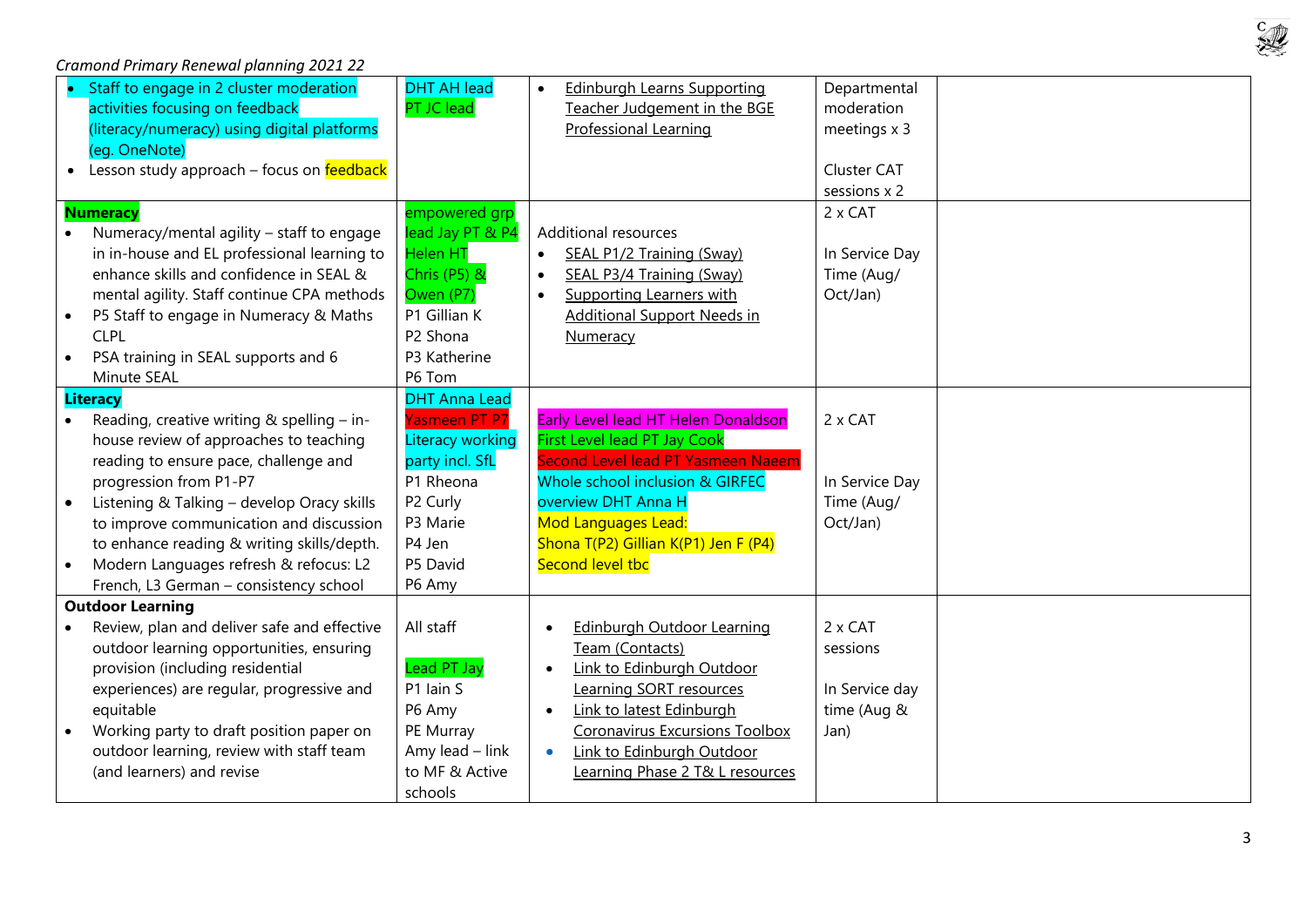*Cramond Primary Renewal planning 2021 22*

| | | | | |
|---|---|---|---|---|
| • Staff to engage in 2 cluster moderation activities focusing on feedback (literacy/numeracy) using digital platforms (eg. OneNote)<br>• Lesson study approach – focus on feedback | DHT AH lead<br>PT JC lead | • Edinburgh Learns Supporting Teacher Judgement in the BGE Professional Learning | Departmental moderation meetings x 3<br><br>Cluster CAT sessions x 2 | |
| **Numeracy**<br>• Numeracy/mental agility – staff to engage in in-house and EL professional learning to enhance skills and confidence in SEAL & mental agility. Staff continue CPA methods<br>• P5 Staff to engage in Numeracy & Maths CLPL<br>• PSA training in SEAL supports and 6 Minute SEAL | empowered grp lead Jay PT & P4<br>Helen HT<br>Chris (P5) & Owen (P7)<br>P1 Gillian K<br>P2 Shona<br>P3 Katherine<br>P6 Tom | Additional resources<br>• SEAL P1/2 Training (Sway)<br>• SEAL P3/4 Training (Sway)<br>• Supporting Learners with Additional Support Needs in Numeracy | 2 x CAT<br><br>In Service Day Time (Aug/ Oct/Jan) | |
| **Literacy**<br>• Reading, creative writing & spelling – in-house review of approaches to teaching reading to ensure pace, challenge and progression from P1-P7<br>• Listening & Talking – develop Oracy skills to improve communication and discussion to enhance reading & writing skills/depth.<br>• Modern Languages refresh & refocus: L2 French, L3 German – consistency school | DHT Anna Lead<br>Yasmeen PT P7<br>Literacy working party incl. SfL<br>P1 Rheona<br>P2 Curly<br>P3 Marie<br>P4 Jen<br>P5 David<br>P6 Amy | Early Level lead HT Helen Donaldson<br>First Level lead PT Jay Cook<br>Second Level lead PT Yasmeen Naeem<br>Whole school inclusion & GIRFEC overview DHT Anna H<br>Mod Languages Lead:<br>Shona T(P2) Gillian K(P1) Jen F (P4)<br>Second level tbc | 2 x CAT<br><br>In Service Day Time (Aug/ Oct/Jan) | |
| **Outdoor Learning**<br>• Review, plan and deliver safe and effective outdoor learning opportunities, ensuring provision (including residential experiences) are regular, progressive and equitable<br>• Working party to draft position paper on outdoor learning, review with staff team (and learners) and revise | All staff<br><br>Lead PT Jay<br>P1 Iain S<br>P6 Amy<br>PE Murray<br>Amy lead – link to MF & Active schools | • Edinburgh Outdoor Learning Team (Contacts)<br>• Link to Edinburgh Outdoor Learning SORT resources<br>• Link to latest Edinburgh Coronavirus Excursions Toolbox<br>• Link to Edinburgh Outdoor Learning Phase 2 T& L resources | 2 x CAT sessions<br><br>In Service day time (Aug & Jan) | |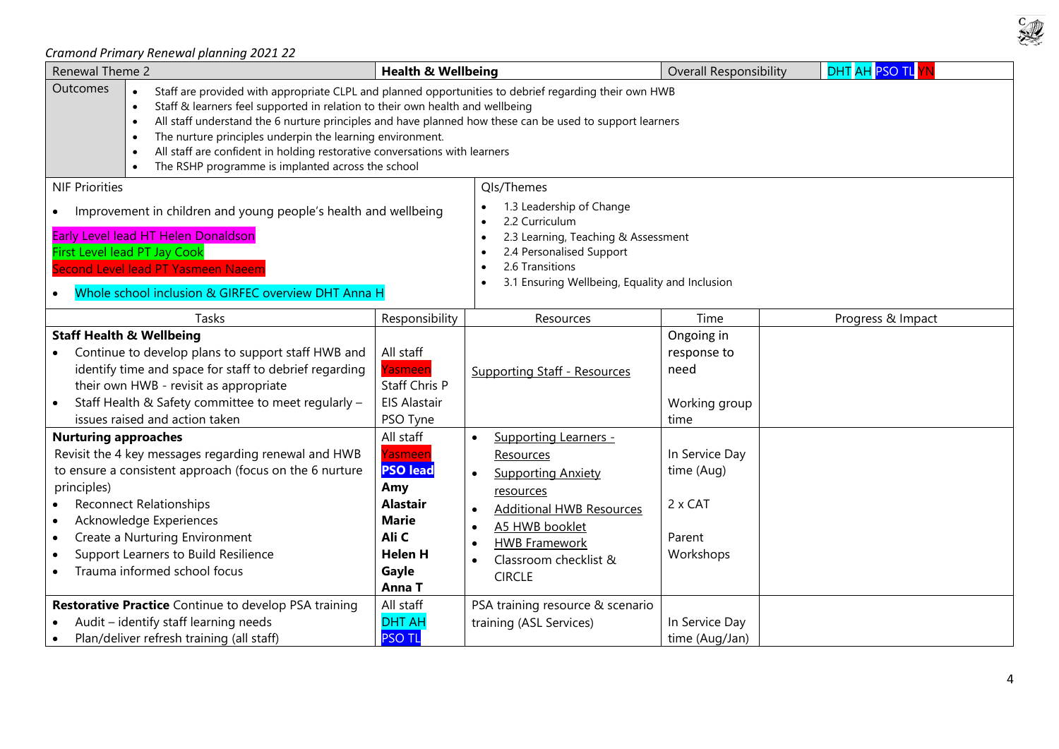*Cramond Primary Renewal planning 2021 22*

| Renewal Theme 2 | **Health & Wellbeing** | Overall Responsibility | DHT AH PSO TL YN |
|---|---|---|---|

**Outcomes**

- Staff are provided with appropriate CLPL and planned opportunities to debrief regarding their own HWB
- Staff & learners feel supported in relation to their own health and wellbeing
- All staff understand the 6 nurture principles and have planned how these can be used to support learners
- The nurture principles underpin the learning environment.
- All staff are confident in holding restorative conversations with learners
- The RSHP programme is implanted across the school

| NIF Priorities | QIs/Themes |
|---|---|
| • Improvement in children and young people's health and wellbeing<br><br>Early Level lead HT Helen Donaldson<br>First Level lead PT Jay Cook<br>Second Level lead PT Yasmeen Naeem<br><br>• Whole school inclusion & GIRFEC overview DHT Anna H | • 1.3 Leadership of Change<br>• 2.2 Curriculum<br>• 2.3 Learning, Teaching & Assessment<br>• 2.4 Personalised Support<br>• 2.6 Transitions<br>• 3.1 Ensuring Wellbeing, Equality and Inclusion |

| Tasks | Responsibility | Resources | Time | Progress & Impact |
|---|---|---|---|---|
| **Staff Health & Wellbeing**<br>• Continue to develop plans to support staff HWB and identify time and space for staff to debrief regarding their own HWB - revisit as appropriate<br>• Staff Health & Safety committee to meet regularly – issues raised and action taken | All staff<br>Yasmeen<br>Staff Chris P<br>EIS Alastair<br>PSO Tyne | Supporting Staff - Resources | Ongoing in response to need<br><br>Working group time | |
| **Nurturing approaches**<br>Revisit the 4 key messages regarding renewal and HWB to ensure a consistent approach (focus on the 6 nurture principles)<br>• Reconnect Relationships<br>• Acknowledge Experiences<br>• Create a Nurturing Environment<br>• Support Learners to Build Resilience<br>• Trauma informed school focus | All staff<br>Yasmeen<br>**PSO lead**<br>**Amy**<br>**Alastair**<br>**Marie**<br>**Ali C**<br>**Helen H**<br>**Gayle**<br>**Anna T** | • Supporting Learners - Resources<br>• Supporting Anxiety resources<br>• Additional HWB Resources<br>• A5 HWB booklet<br>• HWB Framework<br>• Classroom checklist & CIRCLE | In Service Day time (Aug)<br><br>2 x CAT<br><br>Parent Workshops | |
| **Restorative Practice** Continue to develop PSA training<br>• Audit – identify staff learning needs<br>• Plan/deliver refresh training (all staff) | All staff<br>DHT AH<br>PSO TL | PSA training resource & scenario training (ASL Services) | In Service Day time (Aug/Jan) | |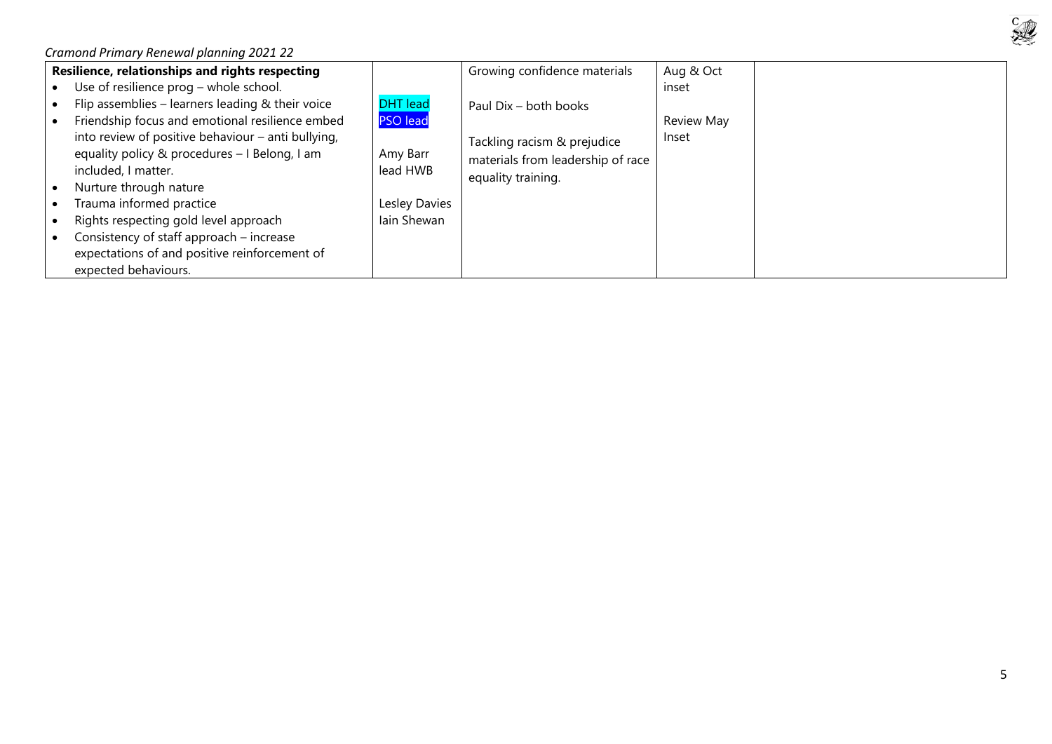*Cramond Primary Renewal planning 2021 22*

| | | | | |
|---|---|---|---|---|
| **Resilience, relationships and rights respecting**<br>• Use of resilience prog – whole school.<br>• Flip assemblies – learners leading & their voice<br>• Friendship focus and emotional resilience embed into review of positive behaviour – anti bullying, equality policy & procedures – I Belong, I am included, I matter.<br>• Nurture through nature<br>• Trauma informed practice<br>• Rights respecting gold level approach<br>• Consistency of staff approach – increase expectations of and positive reinforcement of expected behaviours. | DHT lead<br>PSO lead<br><br>Amy Barr lead HWB<br><br>Lesley Davies<br>Iain Shewan | Growing confidence materials<br><br>Paul Dix – both books<br><br>Tackling racism & prejudice materials from leadership of race equality training. | Aug & Oct inset<br><br>Review May Inset | |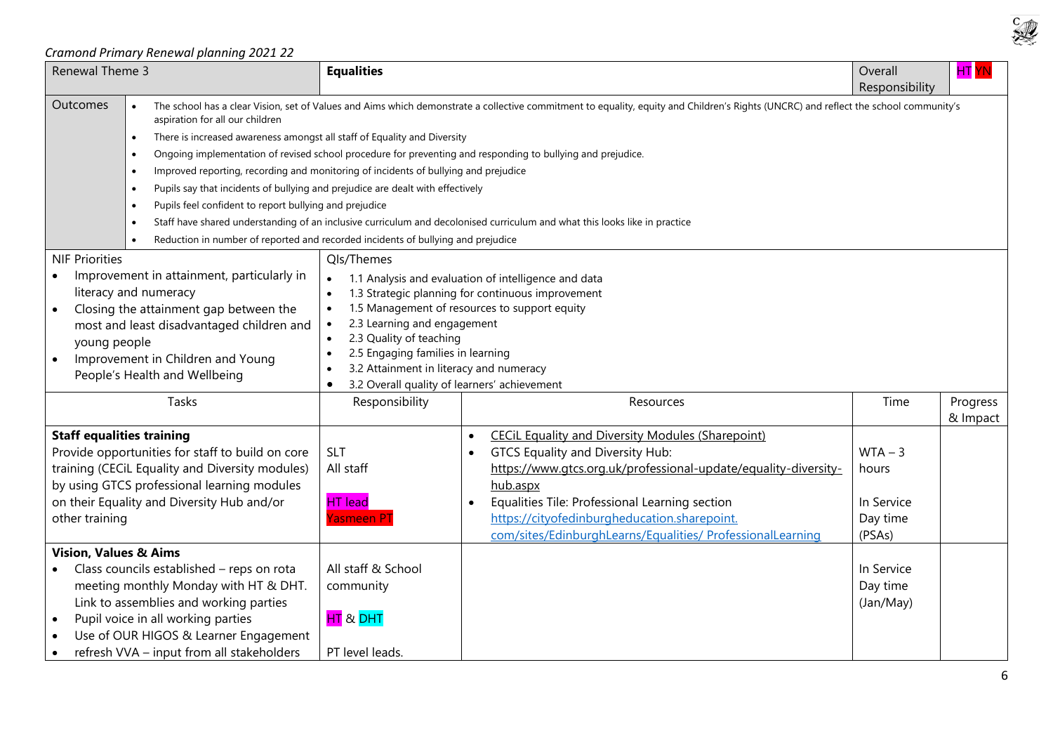*Cramond Primary Renewal planning 2021 22*

| Renewal Theme 3 | | **Equalities** | | Overall Responsibility | HT YN |
|---|---|---|---|---|---|
| Outcomes | • The school has a clear Vision, set of Values and Aims which demonstrate a collective commitment to equality, equity and Children's Rights (UNCRC) and reflect the school community's aspiration for all our children<br>• There is increased awareness amongst all staff of Equality and Diversity<br>• Ongoing implementation of revised school procedure for preventing and responding to bullying and prejudice.<br>• Improved reporting, recording and monitoring of incidents of bullying and prejudice<br>• Pupils say that incidents of bullying and prejudice are dealt with effectively<br>• Pupils feel confident to report bullying and prejudice<br>• Staff have shared understanding of an inclusive curriculum and decolonised curriculum and what this looks like in practice<br>• Reduction in number of reported and recorded incidents of bullying and prejudice | | | | |
| NIF Priorities<br>• Improvement in attainment, particularly in literacy and numeracy<br>• Closing the attainment gap between the most and least disadvantaged children and young people<br>• Improvement in Children and Young People's Health and Wellbeing | | QIs/Themes<br>• 1.1 Analysis and evaluation of intelligence and data<br>• 1.3 Strategic planning for continuous improvement<br>• 1.5 Management of resources to support equity<br>• 2.3 Learning and engagement<br>• 2.3 Quality of teaching<br>• 2.5 Engaging families in learning<br>• 3.2 Attainment in literacy and numeracy<br>• 3.2 Overall quality of learners' achievement | | | |
| Tasks | | Responsibility | Resources | Time | Progress & Impact |
| **Staff equalities training**<br>Provide opportunities for staff to build on core training (CECiL Equality and Diversity modules) by using GTCS professional learning modules on their Equality and Diversity Hub and/or other training | | SLT<br>All staff<br><br>HT lead<br>Yasmeen PT | • CECiL Equality and Diversity Modules (Sharepoint)<br>• GTCS Equality and Diversity Hub: https://www.gtcs.org.uk/professional-update/equality-diversity-hub.aspx<br>• Equalities Tile: Professional Learning section https://cityofedinburgheducation.sharepoint.com/sites/EdinburghLearns/Equalities/ProfessionalLearning | WTA – 3 hours<br><br>In Service Day time (PSAs) | |
| **Vision, Values & Aims**<br>• Class councils established – reps on rota meeting monthly Monday with HT & DHT. Link to assemblies and working parties<br>• Pupil voice in all working parties<br>• Use of OUR HIGOS & Learner Engagement<br>• refresh VVA – input from all stakeholders | | All staff & School community<br><br>HT & DHT<br><br>PT level leads. | | In Service Day time (Jan/May) | |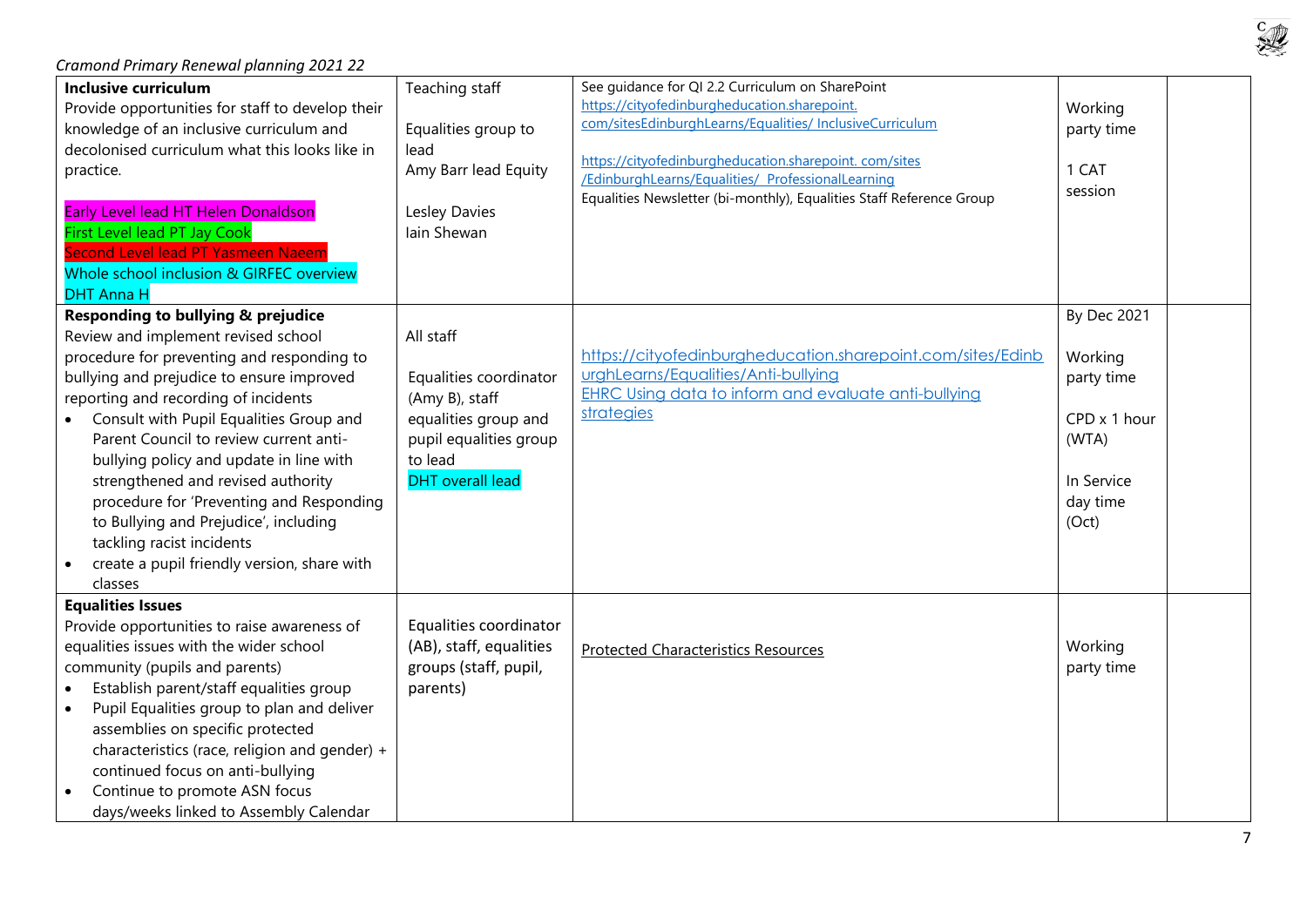*Cramond Primary Renewal planning 2021 22*

| | | | | |
|---|---|---|---|---|
| **Inclusive curriculum**<br>Provide opportunities for staff to develop their knowledge of an inclusive curriculum and decolonised curriculum what this looks like in practice.<br><br>Early Level lead HT Helen Donaldson<br>First Level lead PT Jay Cook<br>Second Level lead PT Yasmeen Naeem<br>Whole school inclusion & GIRFEC overview DHT Anna H | Teaching staff<br><br>Equalities group to lead<br>Amy Barr lead Equity<br><br>Lesley Davies<br>Iain Shewan | See guidance for QI 2.2 Curriculum on SharePoint<br>https://cityofedinburgheducation.sharepoint.com/sitesEdinburghLearns/Equalities/ InclusiveCurriculum<br><br>https://cityofedinburgheducation.sharepoint. com/sites/EdinburghLearns/Equalities/ ProfessionalLearning<br>Equalities Newsletter (bi-monthly), Equalities Staff Reference Group | Working party time<br><br>1 CAT session | |
| **Responding to bullying & prejudice**<br>Review and implement revised school procedure for preventing and responding to bullying and prejudice to ensure improved reporting and recording of incidents<br>• Consult with Pupil Equalities Group and Parent Council to review current anti-bullying policy and update in line with strengthened and revised authority procedure for 'Preventing and Responding to Bullying and Prejudice', including tackling racist incidents<br>• create a pupil friendly version, share with classes | All staff<br><br>Equalities coordinator (Amy B), staff equalities group and pupil equalities group to lead<br>DHT overall lead | https://cityofedinburgheducation.sharepoint.com/sites/EdinburghLearns/Equalities/Anti-bullying<br>EHRC Using data to inform and evaluate anti-bullying strategies | By Dec 2021<br><br>Working party time<br><br>CPD x 1 hour (WTA)<br><br>In Service day time (Oct) | |
| **Equalities Issues**<br>Provide opportunities to raise awareness of equalities issues with the wider school community (pupils and parents)<br>• Establish parent/staff equalities group<br>• Pupil Equalities group to plan and deliver assemblies on specific protected characteristics (race, religion and gender) + continued focus on anti-bullying<br>• Continue to promote ASN focus days/weeks linked to Assembly Calendar | Equalities coordinator (AB), staff, equalities groups (staff, pupil, parents) | Protected Characteristics Resources | Working party time | |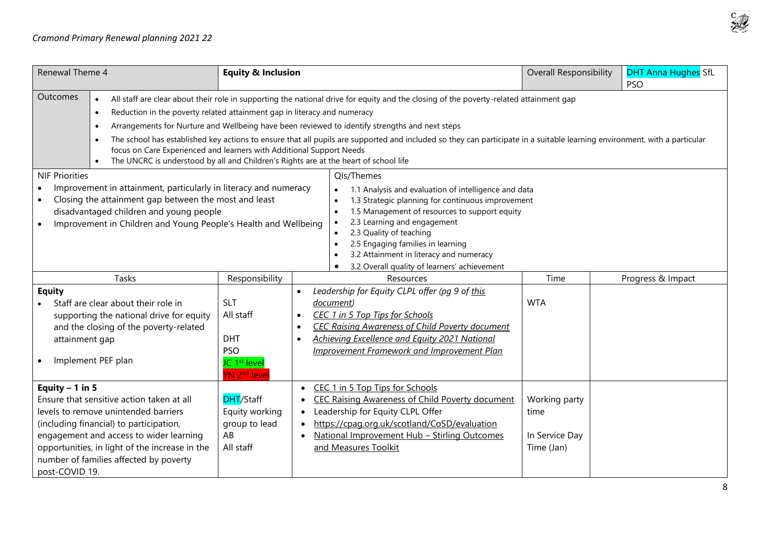| Renewal Theme 4 | **Equity & Inclusion** | | Overall Responsibility | DHT Anna Hughes SfL PSO |
|---|---|---|---|---|
| Outcomes | • All staff are clear about their role in supporting the national drive for equity and the closing of the poverty-related attainment gap<br>• Reduction in the poverty related attainment gap in literacy and numeracy<br>• Arrangements for Nurture and Wellbeing have been reviewed to identify strengths and next steps<br>• The school has established key actions to ensure that all pupils are supported and included so they can participate in a suitable learning environment, with a particular focus on Care Experienced and learners with Additional Support Needs<br>• The UNCRC is understood by all and Children's Rights are at the heart of school life | | | |
| NIF Priorities<br>• Improvement in attainment, particularly in literacy and numeracy<br>• Closing the attainment gap between the most and least disadvantaged children and young people<br>• Improvement in Children and Young People's Health and Wellbeing | | QIs/Themes<br>• 1.1 Analysis and evaluation of intelligence and data<br>• 1.3 Strategic planning for continuous improvement<br>• 1.5 Management of resources to support equity<br>• 2.3 Learning and engagement<br>• 2.3 Quality of teaching<br>• 2.5 Engaging families in learning<br>• 3.2 Attainment in literacy and numeracy<br>• 3.2 Overall quality of learners' achievement | | |
| Tasks | Responsibility | Resources | Time | Progress & Impact |
| **Equity**<br>• Staff are clear about their role in supporting the national drive for equity and the closing of the poverty-related attainment gap<br>• Implement PEF plan | SLT<br>All staff<br>DHT<br>PSO<br>JC 1st level<br>YN 2nd level | • *Leadership for Equity CLPL offer (pg 9 of this document)*<br>• *CEC 1 in 5 Top Tips for Schools*<br>• *CEC Raising Awareness of Child Poverty document*<br>• *Achieving Excellence and Equity 2021 National Improvement Framework and Improvement Plan* | WTA | |
| **Equity – 1 in 5**<br>Ensure that sensitive action taken at all levels to remove unintended barriers (including financial) to participation, engagement and access to wider learning opportunities, in light of the increase in the number of families affected by poverty post-COVID 19. | DHT/Staff<br>Equity working group to lead<br>AB<br>All staff | • CEC 1 in 5 Top Tips for Schools<br>• CEC Raising Awareness of Child Poverty document<br>• Leadership for Equity CLPL Offer<br>• https://cpag.org.uk/scotland/CoSD/evaluation<br>• National Improvement Hub – Stirling Outcomes and Measures Toolkit | Working party time<br>In Service Day Time (Jan) | |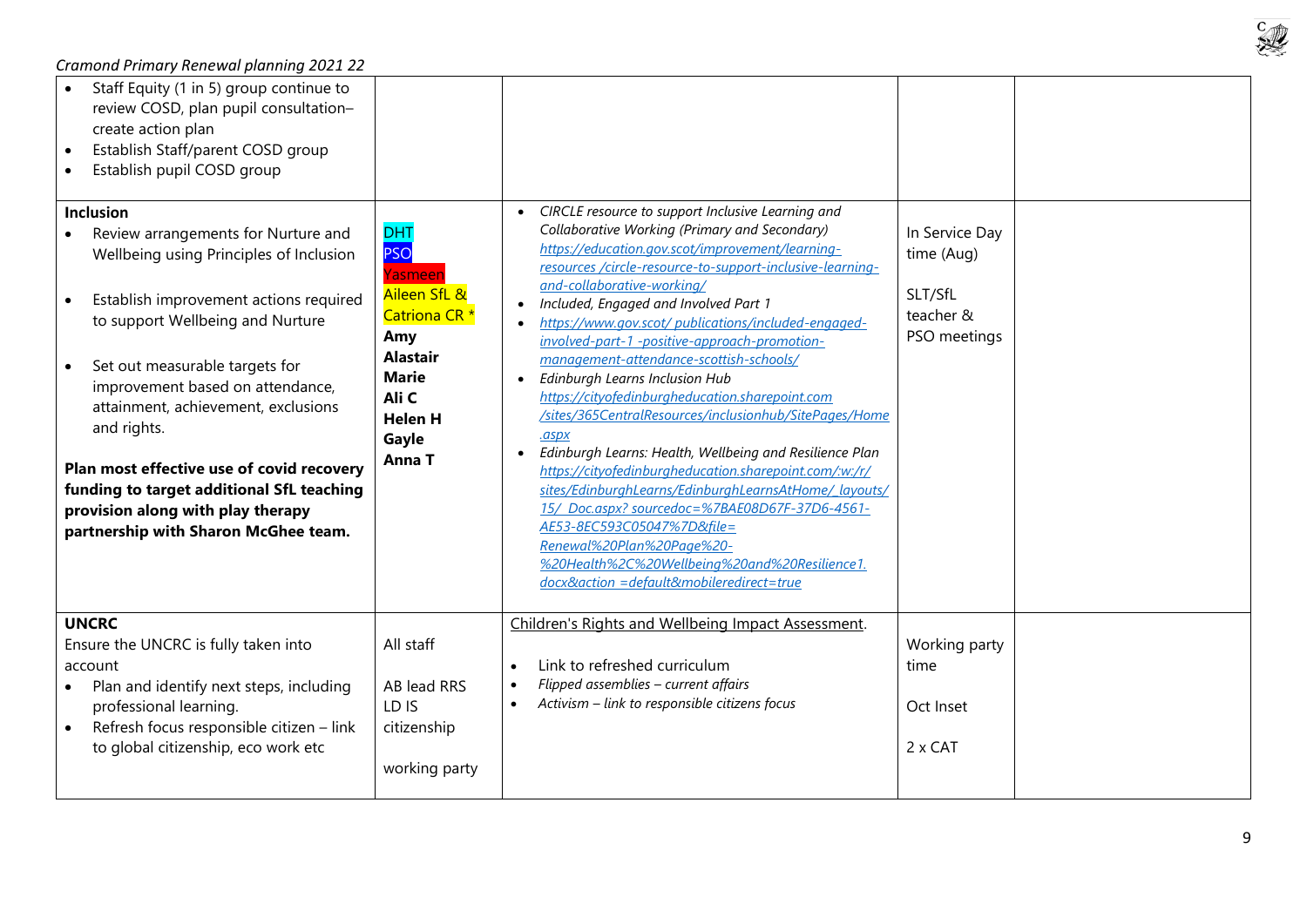*Cramond Primary Renewal planning 2021 22*

| | | | | |
|---|---|---|---|---|
| • Staff Equity (1 in 5) group continue to review COSD, plan pupil consultation– create action plan<br>• Establish Staff/parent COSD group<br>• Establish pupil COSD group | | | | |
| **Inclusion**<br>• Review arrangements for Nurture and Wellbeing using Principles of Inclusion<br>• Establish improvement actions required to support Wellbeing and Nurture<br>• Set out measurable targets for improvement based on attendance, attainment, achievement, exclusions and rights.<br>**Plan most effective use of covid recovery funding to target additional SfL teaching provision along with play therapy partnership with Sharon McGhee team.** | DHT<br>PSO<br>Yasmeen<br>Aileen SfL &<br>Catriona CR *<br>**Amy**<br>**Alastair**<br>**Marie**<br>**Ali C**<br>**Helen H**<br>**Gayle**<br>**Anna T** | • *CIRCLE resource to support Inclusive Learning and Collaborative Working (Primary and Secondary)* *https://education.gov.scot/improvement/learning-resources /circle-resource-to-support-inclusive-learning-and-collaborative-working/*<br>• *Included, Engaged and Involved Part 1*<br>• *https://www.gov.scot/ publications/included-engaged-involved-part-1 -positive-approach-promotion-management-attendance-scottish-schools/*<br>• *Edinburgh Learns Inclusion Hub* *https://cityofedinburgheducation.sharepoint.com /sites/365CentralResources/inclusionhub/SitePages/Home .aspx*<br>• *Edinburgh Learns: Health, Wellbeing and Resilience Plan* *https://cityofedinburgheducation.sharepoint.com/:w:/r/ sites/EdinburghLearns/EdinburghLearnsAtHome/_layouts/ 15/_Doc.aspx? sourcedoc=%7BAE08D67F-37D6-4561-AE53-8EC593C05047%7D&file= Renewal%20Plan%20Page%20- %20Health%2C%20Wellbeing%20and%20Resilience1. docx&action =default&mobileredirect=true* | In Service Day time (Aug)<br>SLT/SfL teacher & PSO meetings | |
| **UNCRC**<br>Ensure the UNCRC is fully taken into account<br>• Plan and identify next steps, including professional learning.<br>• Refresh focus responsible citizen – link to global citizenship, eco work etc | All staff<br>AB lead RRS<br>LD IS citizenship<br>working party | Children's Rights and Wellbeing Impact Assessment.<br>• Link to refreshed curriculum<br>• *Flipped assemblies – current affairs*<br>• *Activism – link to responsible citizens focus* | Working party time<br>Oct Inset<br>2 x CAT | |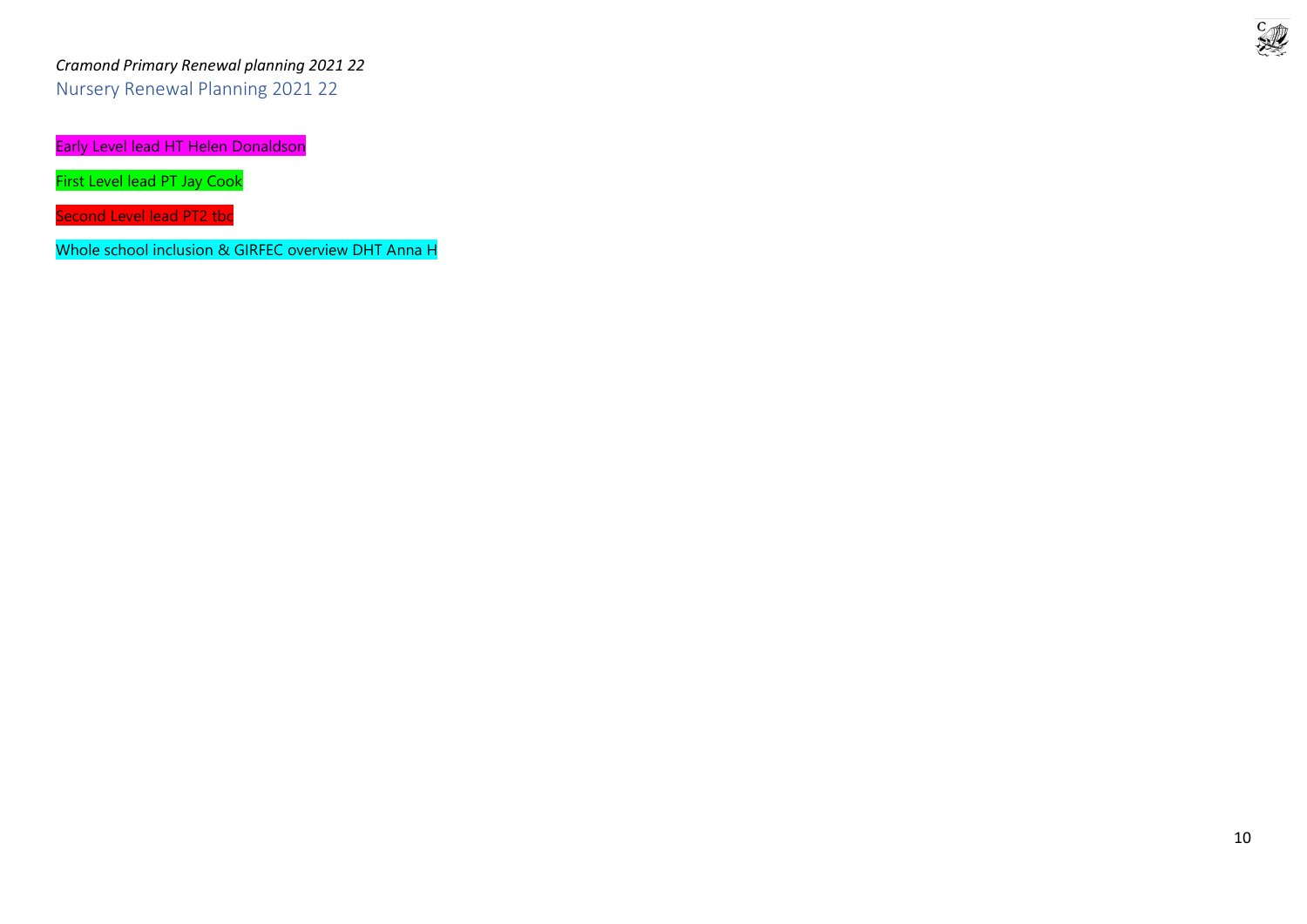*Cramond Primary Renewal planning 2021 22*

## Nursery Renewal Planning 2021 22

Early Level lead HT Helen Donaldson

First Level lead PT Jay Cook

Second Level lead PT2 tbc

Whole school inclusion & GIRFEC overview DHT Anna H